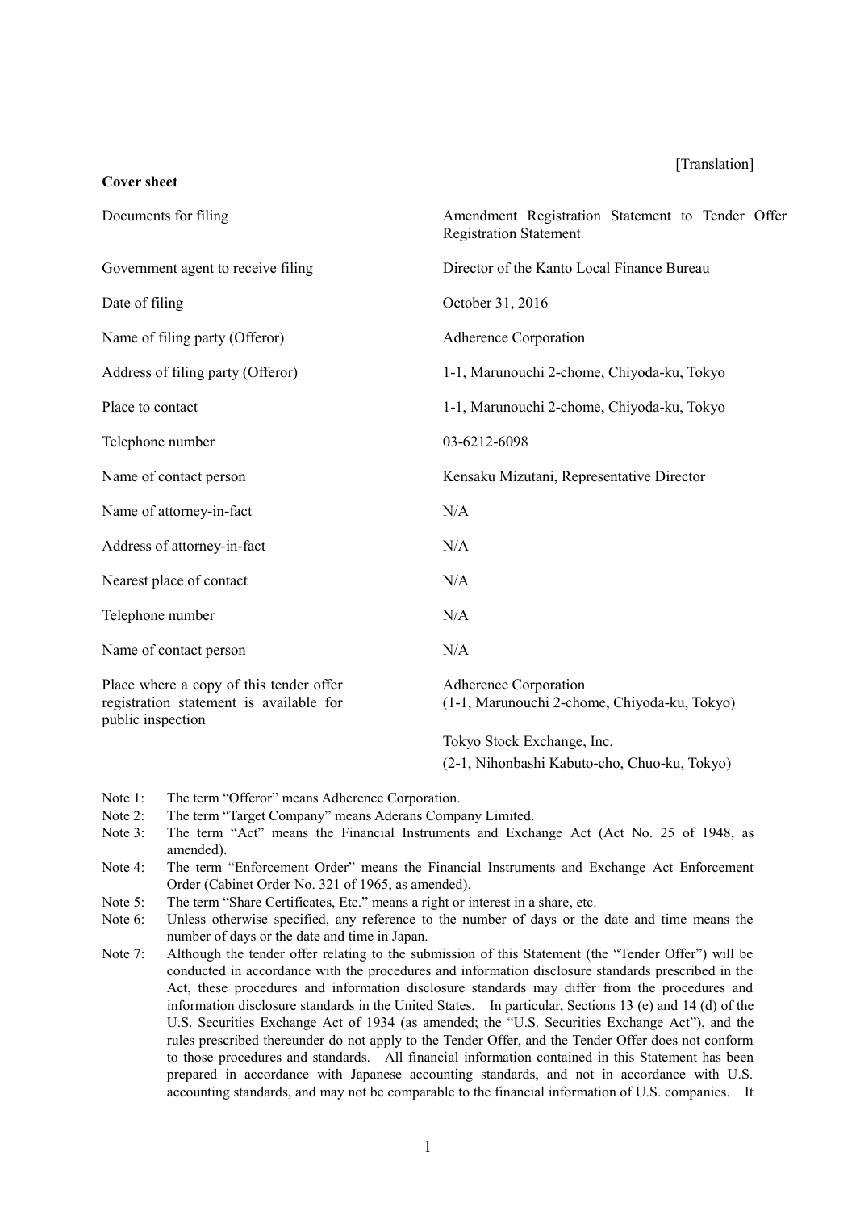[Translation]

**Cover sheet**

| | |
|---|---|
| Documents for filing | Amendment Registration Statement to Tender Offer Registration Statement |
| Government agent to receive filing | Director of the Kanto Local Finance Bureau |
| Date of filing | October 31, 2016 |
| Name of filing party (Offeror) | Adherence Corporation |
| Address of filing party (Offeror) | 1-1, Marunouchi 2-chome, Chiyoda-ku, Tokyo |
| Place to contact | 1-1, Marunouchi 2-chome, Chiyoda-ku, Tokyo |
| Telephone number | 03-6212-6098 |
| Name of contact person | Kensaku Mizutani, Representative Director |
| Name of attorney-in-fact | N/A |
| Address of attorney-in-fact | N/A |
| Nearest place of contact | N/A |
| Telephone number | N/A |
| Name of contact person | N/A |
| Place where a copy of this tender offer registration statement is available for public inspection | Adherence Corporation (1-1, Marunouchi 2-chome, Chiyoda-ku, Tokyo)<br><br>Tokyo Stock Exchange, Inc. (2-1, Nihonbashi Kabuto-cho, Chuo-ku, Tokyo) |

Note 1: The term "Offeror" means Adherence Corporation.

Note 2: The term "Target Company" means Aderans Company Limited.

Note 3: The term "Act" means the Financial Instruments and Exchange Act (Act No. 25 of 1948, as amended).

Note 4: The term "Enforcement Order" means the Financial Instruments and Exchange Act Enforcement Order (Cabinet Order No. 321 of 1965, as amended).

Note 5: The term "Share Certificates, Etc." means a right or interest in a share, etc.

Note 6: Unless otherwise specified, any reference to the number of days or the date and time means the number of days or the date and time in Japan.

Note 7: Although the tender offer relating to the submission of this Statement (the "Tender Offer") will be conducted in accordance with the procedures and information disclosure standards prescribed in the Act, these procedures and information disclosure standards may differ from the procedures and information disclosure standards in the United States. In particular, Sections 13 (e) and 14 (d) of the U.S. Securities Exchange Act of 1934 (as amended; the "U.S. Securities Exchange Act"), and the rules prescribed thereunder do not apply to the Tender Offer, and the Tender Offer does not conform to those procedures and standards. All financial information contained in this Statement has been prepared in accordance with Japanese accounting standards, and not in accordance with U.S. accounting standards, and may not be comparable to the financial information of U.S. companies. It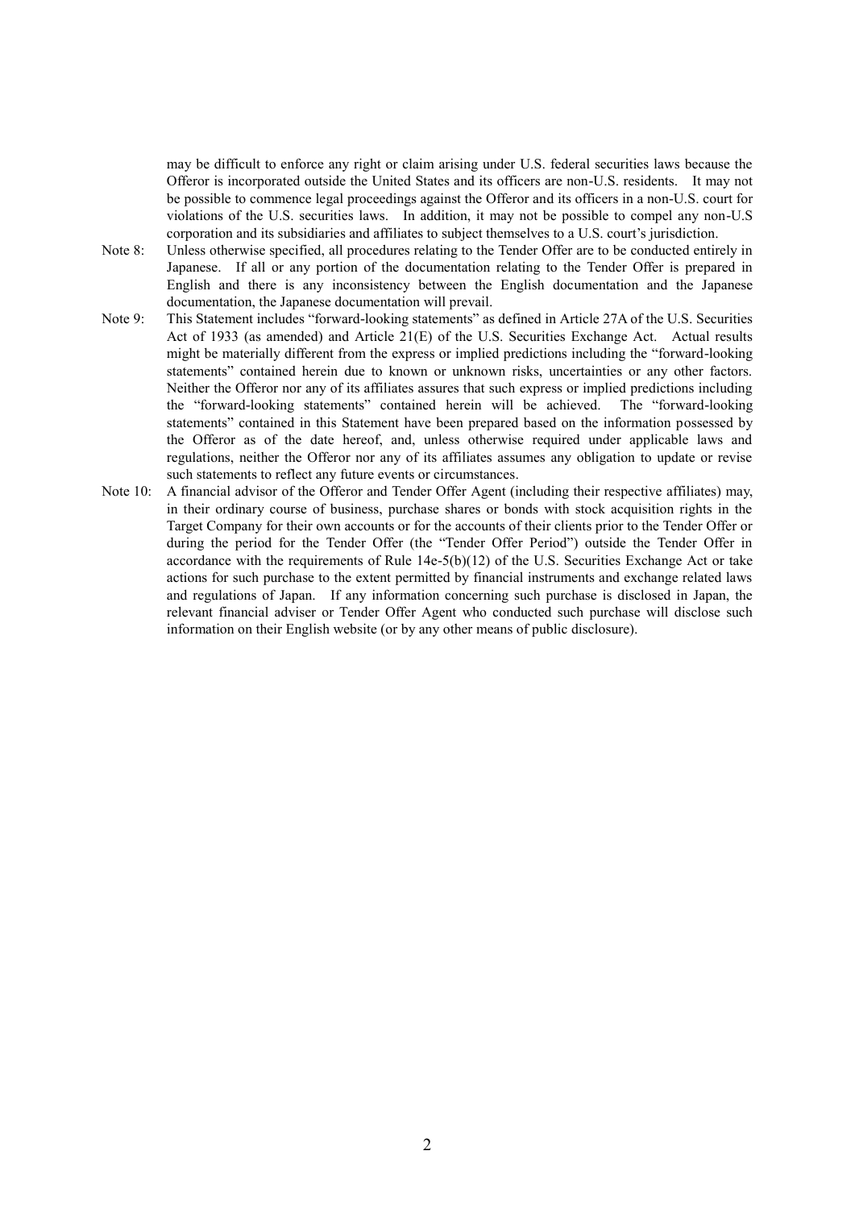may be difficult to enforce any right or claim arising under U.S. federal securities laws because the Offeror is incorporated outside the United States and its officers are non-U.S. residents. It may not be possible to commence legal proceedings against the Offeror and its officers in a non-U.S. court for violations of the U.S. securities laws. In addition, it may not be possible to compel any non-U.S corporation and its subsidiaries and affiliates to subject themselves to a U.S. court's jurisdiction.

Note 8: Unless otherwise specified, all procedures relating to the Tender Offer are to be conducted entirely in Japanese. If all or any portion of the documentation relating to the Tender Offer is prepared in English and there is any inconsistency between the English documentation and the Japanese documentation, the Japanese documentation will prevail.

Note 9: This Statement includes "forward-looking statements" as defined in Article 27A of the U.S. Securities Act of 1933 (as amended) and Article 21(E) of the U.S. Securities Exchange Act. Actual results might be materially different from the express or implied predictions including the "forward-looking statements" contained herein due to known or unknown risks, uncertainties or any other factors. Neither the Offeror nor any of its affiliates assures that such express or implied predictions including the "forward-looking statements" contained herein will be achieved. The "forward-looking statements" contained in this Statement have been prepared based on the information possessed by the Offeror as of the date hereof, and, unless otherwise required under applicable laws and regulations, neither the Offeror nor any of its affiliates assumes any obligation to update or revise such statements to reflect any future events or circumstances.

Note 10: A financial advisor of the Offeror and Tender Offer Agent (including their respective affiliates) may, in their ordinary course of business, purchase shares or bonds with stock acquisition rights in the Target Company for their own accounts or for the accounts of their clients prior to the Tender Offer or during the period for the Tender Offer (the "Tender Offer Period") outside the Tender Offer in accordance with the requirements of Rule 14e-5(b)(12) of the U.S. Securities Exchange Act or take actions for such purchase to the extent permitted by financial instruments and exchange related laws and regulations of Japan. If any information concerning such purchase is disclosed in Japan, the relevant financial adviser or Tender Offer Agent who conducted such purchase will disclose such information on their English website (or by any other means of public disclosure).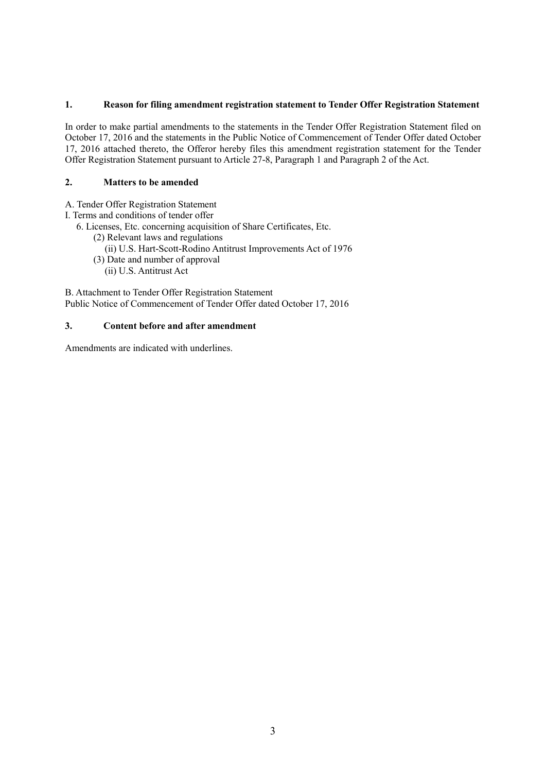## 1. Reason for filing amendment registration statement to Tender Offer Registration Statement

In order to make partial amendments to the statements in the Tender Offer Registration Statement filed on October 17, 2016 and the statements in the Public Notice of Commencement of Tender Offer dated October 17, 2016 attached thereto, the Offeror hereby files this amendment registration statement for the Tender Offer Registration Statement pursuant to Article 27-8, Paragraph 1 and Paragraph 2 of the Act.

## 2. Matters to be amended

A. Tender Offer Registration Statement
I. Terms and conditions of tender offer
  6. Licenses, Etc. concerning acquisition of Share Certificates, Etc.
    (2) Relevant laws and regulations
      (ii) U.S. Hart-Scott-Rodino Antitrust Improvements Act of 1976
    (3) Date and number of approval
      (ii) U.S. Antitrust Act

B. Attachment to Tender Offer Registration Statement
Public Notice of Commencement of Tender Offer dated October 17, 2016

## 3. Content before and after amendment

Amendments are indicated with underlines.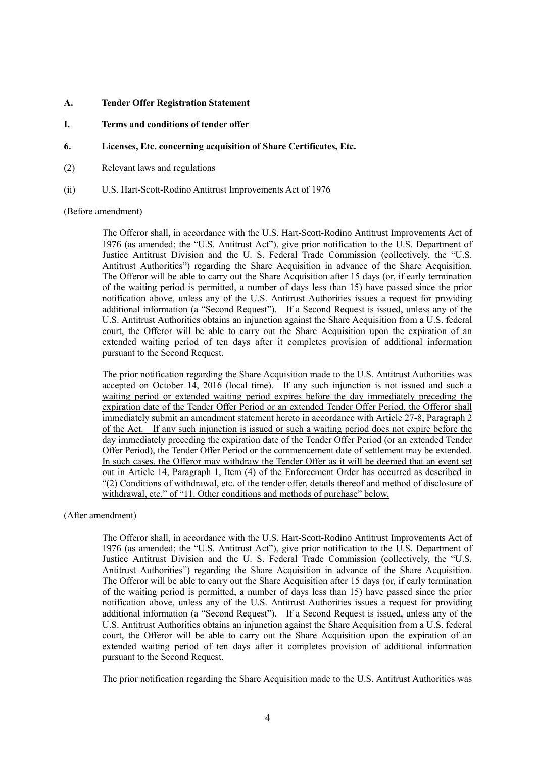**A. Tender Offer Registration Statement**

**I. Terms and conditions of tender offer**

**6. Licenses, Etc. concerning acquisition of Share Certificates, Etc.**

(2) Relevant laws and regulations

(ii) U.S. Hart-Scott-Rodino Antitrust Improvements Act of 1976

(Before amendment)

The Offeror shall, in accordance with the U.S. Hart-Scott-Rodino Antitrust Improvements Act of 1976 (as amended; the "U.S. Antitrust Act"), give prior notification to the U.S. Department of Justice Antitrust Division and the U. S. Federal Trade Commission (collectively, the "U.S. Antitrust Authorities") regarding the Share Acquisition in advance of the Share Acquisition. The Offeror will be able to carry out the Share Acquisition after 15 days (or, if early termination of the waiting period is permitted, a number of days less than 15) have passed since the prior notification above, unless any of the U.S. Antitrust Authorities issues a request for providing additional information (a "Second Request"). If a Second Request is issued, unless any of the U.S. Antitrust Authorities obtains an injunction against the Share Acquisition from a U.S. federal court, the Offeror will be able to carry out the Share Acquisition upon the expiration of an extended waiting period of ten days after it completes provision of additional information pursuant to the Second Request.

The prior notification regarding the Share Acquisition made to the U.S. Antitrust Authorities was accepted on October 14, 2016 (local time). <u>If any such injunction is not issued and such a waiting period or extended waiting period expires before the day immediately preceding the expiration date of the Tender Offer Period or an extended Tender Offer Period, the Offeror shall immediately submit an amendment statement hereto in accordance with Article 27-8, Paragraph 2 of the Act. If any such injunction is issued or such a waiting period does not expire before the day immediately preceding the expiration date of the Tender Offer Period (or an extended Tender Offer Period), the Tender Offer Period or the commencement date of settlement may be extended. In such cases, the Offeror may withdraw the Tender Offer as it will be deemed that an event set out in Article 14, Paragraph 1, Item (4) of the Enforcement Order has occurred as described in "(2) Conditions of withdrawal, etc. of the tender offer, details thereof and method of disclosure of withdrawal, etc." of "11. Other conditions and methods of purchase" below.</u>

(After amendment)

The Offeror shall, in accordance with the U.S. Hart-Scott-Rodino Antitrust Improvements Act of 1976 (as amended; the "U.S. Antitrust Act"), give prior notification to the U.S. Department of Justice Antitrust Division and the U. S. Federal Trade Commission (collectively, the "U.S. Antitrust Authorities") regarding the Share Acquisition in advance of the Share Acquisition. The Offeror will be able to carry out the Share Acquisition after 15 days (or, if early termination of the waiting period is permitted, a number of days less than 15) have passed since the prior notification above, unless any of the U.S. Antitrust Authorities issues a request for providing additional information (a "Second Request"). If a Second Request is issued, unless any of the U.S. Antitrust Authorities obtains an injunction against the Share Acquisition from a U.S. federal court, the Offeror will be able to carry out the Share Acquisition upon the expiration of an extended waiting period of ten days after it completes provision of additional information pursuant to the Second Request.

The prior notification regarding the Share Acquisition made to the U.S. Antitrust Authorities was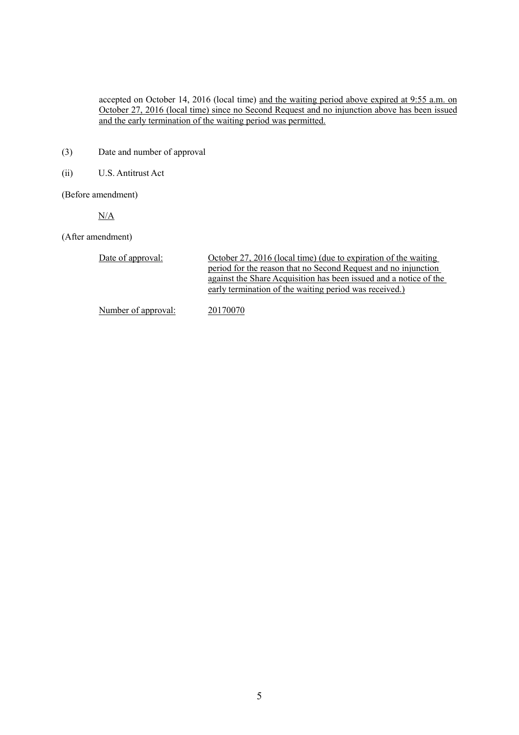accepted on October 14, 2016 (local time) <u>and the waiting period above expired at 9:55 a.m. on October 27, 2016 (local time) since no Second Request and no injunction above has been issued and the early termination of the waiting period was permitted.</u>

(3) Date and number of approval

(ii) U.S. Antitrust Act

(Before amendment)

<u>N/A</u>

(After amendment)

| | |
|---|---|
| <u>Date of approval:</u> | <u>October 27, 2016 (local time) (due to expiration of the waiting period for the reason that no Second Request and no injunction against the Share Acquisition has been issued and a notice of the early termination of the waiting period was received.)</u> |
| <u>Number of approval:</u> | <u>20170070</u> |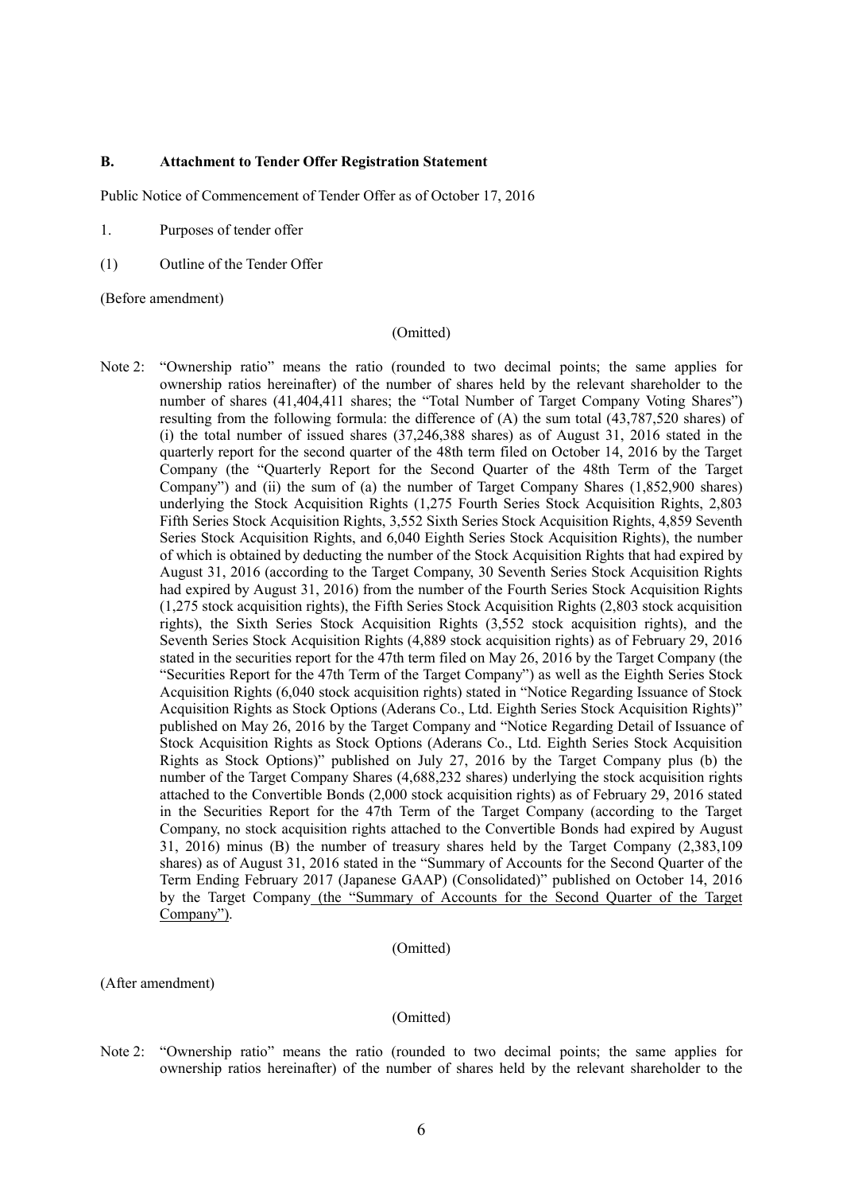**B. Attachment to Tender Offer Registration Statement**

Public Notice of Commencement of Tender Offer as of October 17, 2016

1. Purposes of tender offer

(1) Outline of the Tender Offer

(Before amendment)

(Omitted)

Note 2: "Ownership ratio" means the ratio (rounded to two decimal points; the same applies for ownership ratios hereinafter) of the number of shares held by the relevant shareholder to the number of shares (41,404,411 shares; the "Total Number of Target Company Voting Shares") resulting from the following formula: the difference of (A) the sum total (43,787,520 shares) of (i) the total number of issued shares (37,246,388 shares) as of August 31, 2016 stated in the quarterly report for the second quarter of the 48th term filed on October 14, 2016 by the Target Company (the "Quarterly Report for the Second Quarter of the 48th Term of the Target Company") and (ii) the sum of (a) the number of Target Company Shares (1,852,900 shares) underlying the Stock Acquisition Rights (1,275 Fourth Series Stock Acquisition Rights, 2,803 Fifth Series Stock Acquisition Rights, 3,552 Sixth Series Stock Acquisition Rights, 4,859 Seventh Series Stock Acquisition Rights, and 6,040 Eighth Series Stock Acquisition Rights), the number of which is obtained by deducting the number of the Stock Acquisition Rights that had expired by August 31, 2016 (according to the Target Company, 30 Seventh Series Stock Acquisition Rights had expired by August 31, 2016) from the number of the Fourth Series Stock Acquisition Rights (1,275 stock acquisition rights), the Fifth Series Stock Acquisition Rights (2,803 stock acquisition rights), the Sixth Series Stock Acquisition Rights (3,552 stock acquisition rights), and the Seventh Series Stock Acquisition Rights (4,889 stock acquisition rights) as of February 29, 2016 stated in the securities report for the 47th term filed on May 26, 2016 by the Target Company (the "Securities Report for the 47th Term of the Target Company") as well as the Eighth Series Stock Acquisition Rights (6,040 stock acquisition rights) stated in "Notice Regarding Issuance of Stock Acquisition Rights as Stock Options (Aderans Co., Ltd. Eighth Series Stock Acquisition Rights)" published on May 26, 2016 by the Target Company and "Notice Regarding Detail of Issuance of Stock Acquisition Rights as Stock Options (Aderans Co., Ltd. Eighth Series Stock Acquisition Rights as Stock Options)" published on July 27, 2016 by the Target Company plus (b) the number of the Target Company Shares (4,688,232 shares) underlying the stock acquisition rights attached to the Convertible Bonds (2,000 stock acquisition rights) as of February 29, 2016 stated in the Securities Report for the 47th Term of the Target Company (according to the Target Company, no stock acquisition rights attached to the Convertible Bonds had expired by August 31, 2016) minus (B) the number of treasury shares held by the Target Company (2,383,109 shares) as of August 31, 2016 stated in the "Summary of Accounts for the Second Quarter of the Term Ending February 2017 (Japanese GAAP) (Consolidated)" published on October 14, 2016 by the Target Company (the "Summary of Accounts for the Second Quarter of the Target Company").

(Omitted)

(After amendment)

(Omitted)

Note 2: "Ownership ratio" means the ratio (rounded to two decimal points; the same applies for ownership ratios hereinafter) of the number of shares held by the relevant shareholder to the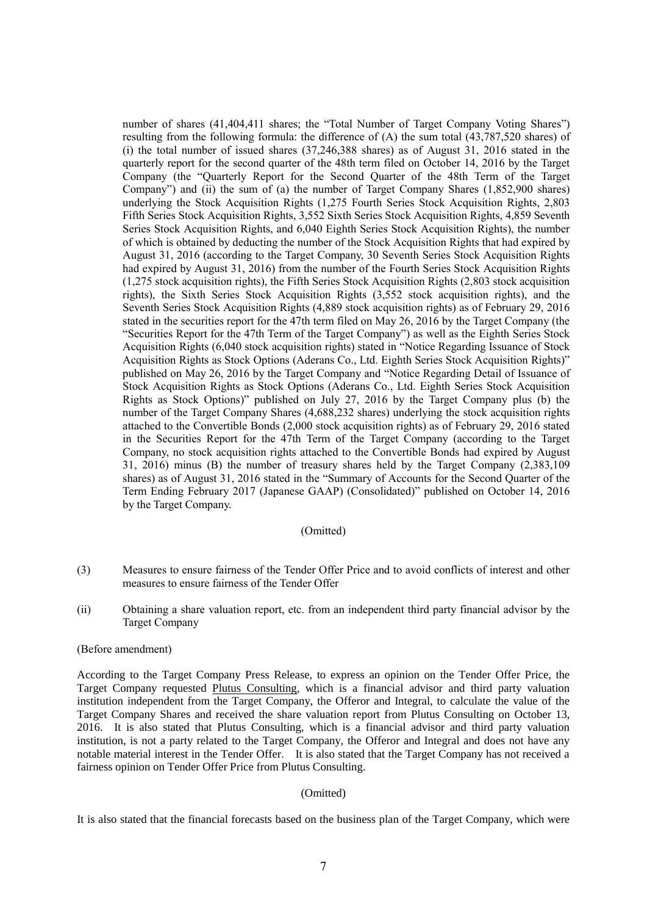number of shares (41,404,411 shares; the "Total Number of Target Company Voting Shares") resulting from the following formula: the difference of (A) the sum total (43,787,520 shares) of (i) the total number of issued shares (37,246,388 shares) as of August 31, 2016 stated in the quarterly report for the second quarter of the 48th term filed on October 14, 2016 by the Target Company (the "Quarterly Report for the Second Quarter of the 48th Term of the Target Company") and (ii) the sum of (a) the number of Target Company Shares (1,852,900 shares) underlying the Stock Acquisition Rights (1,275 Fourth Series Stock Acquisition Rights, 2,803 Fifth Series Stock Acquisition Rights, 3,552 Sixth Series Stock Acquisition Rights, 4,859 Seventh Series Stock Acquisition Rights, and 6,040 Eighth Series Stock Acquisition Rights), the number of which is obtained by deducting the number of the Stock Acquisition Rights that had expired by August 31, 2016 (according to the Target Company, 30 Seventh Series Stock Acquisition Rights had expired by August 31, 2016) from the number of the Fourth Series Stock Acquisition Rights (1,275 stock acquisition rights), the Fifth Series Stock Acquisition Rights (2,803 stock acquisition rights), the Sixth Series Stock Acquisition Rights (3,552 stock acquisition rights), and the Seventh Series Stock Acquisition Rights (4,889 stock acquisition rights) as of February 29, 2016 stated in the securities report for the 47th term filed on May 26, 2016 by the Target Company (the "Securities Report for the 47th Term of the Target Company") as well as the Eighth Series Stock Acquisition Rights (6,040 stock acquisition rights) stated in "Notice Regarding Issuance of Stock Acquisition Rights as Stock Options (Aderans Co., Ltd. Eighth Series Stock Acquisition Rights)" published on May 26, 2016 by the Target Company and "Notice Regarding Detail of Issuance of Stock Acquisition Rights as Stock Options (Aderans Co., Ltd. Eighth Series Stock Acquisition Rights as Stock Options)" published on July 27, 2016 by the Target Company plus (b) the number of the Target Company Shares (4,688,232 shares) underlying the stock acquisition rights attached to the Convertible Bonds (2,000 stock acquisition rights) as of February 29, 2016 stated in the Securities Report for the 47th Term of the Target Company (according to the Target Company, no stock acquisition rights attached to the Convertible Bonds had expired by August 31, 2016) minus (B) the number of treasury shares held by the Target Company (2,383,109 shares) as of August 31, 2016 stated in the "Summary of Accounts for the Second Quarter of the Term Ending February 2017 (Japanese GAAP) (Consolidated)" published on October 14, 2016 by the Target Company.

(Omitted)

(3) Measures to ensure fairness of the Tender Offer Price and to avoid conflicts of interest and other measures to ensure fairness of the Tender Offer

(ii) Obtaining a share valuation report, etc. from an independent third party financial advisor by the Target Company

(Before amendment)

According to the Target Company Press Release, to express an opinion on the Tender Offer Price, the Target Company requested <u>Plutus Consulting</u>, which is a financial advisor and third party valuation institution independent from the Target Company, the Offeror and Integral, to calculate the value of the Target Company Shares and received the share valuation report from Plutus Consulting on October 13, 2016. It is also stated that Plutus Consulting, which is a financial advisor and third party valuation institution, is not a party related to the Target Company, the Offeror and Integral and does not have any notable material interest in the Tender Offer. It is also stated that the Target Company has not received a fairness opinion on Tender Offer Price from Plutus Consulting.

(Omitted)

It is also stated that the financial forecasts based on the business plan of the Target Company, which were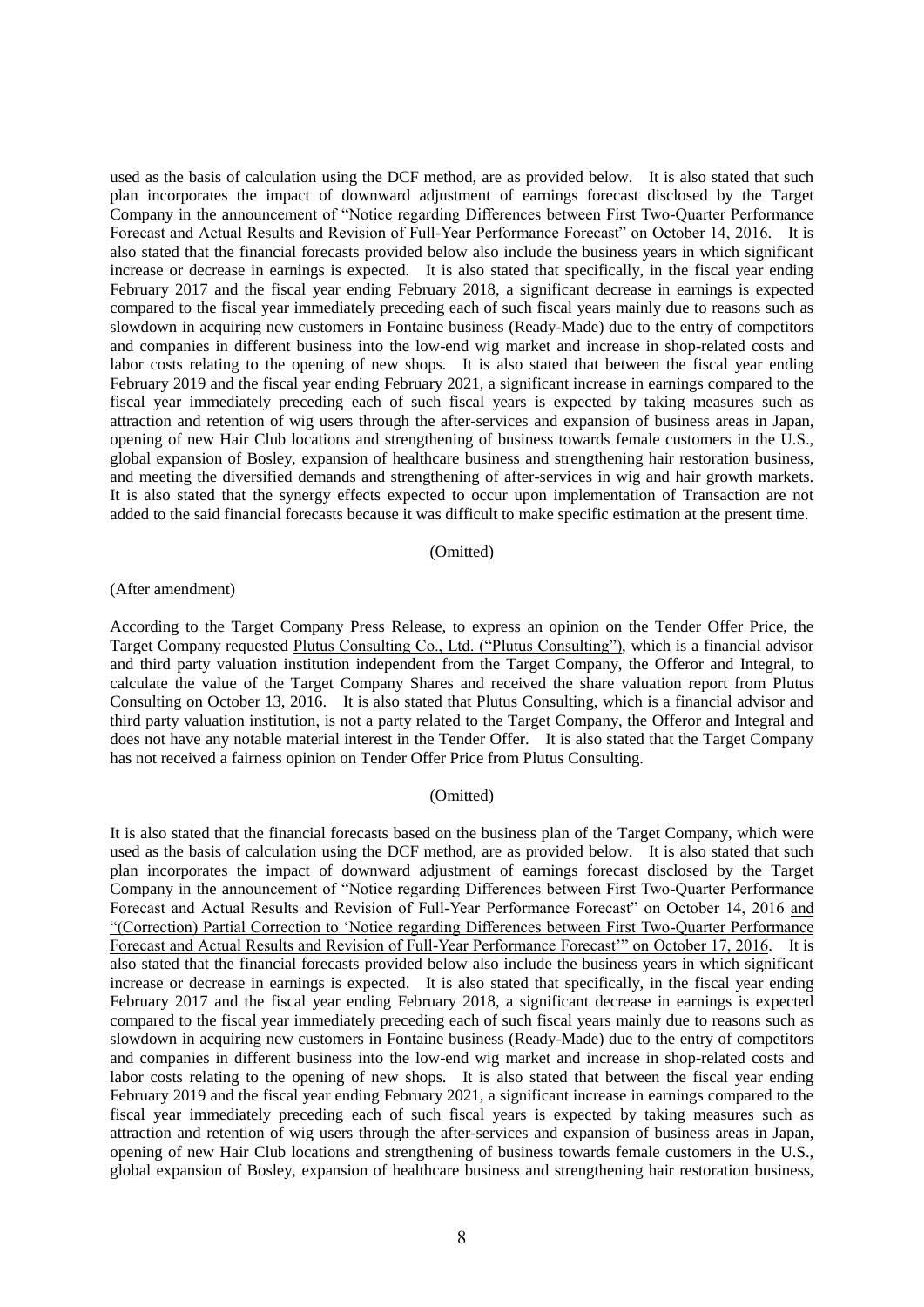used as the basis of calculation using the DCF method, are as provided below. It is also stated that such plan incorporates the impact of downward adjustment of earnings forecast disclosed by the Target Company in the announcement of "Notice regarding Differences between First Two-Quarter Performance Forecast and Actual Results and Revision of Full-Year Performance Forecast" on October 14, 2016. It is also stated that the financial forecasts provided below also include the business years in which significant increase or decrease in earnings is expected. It is also stated that specifically, in the fiscal year ending February 2017 and the fiscal year ending February 2018, a significant decrease in earnings is expected compared to the fiscal year immediately preceding each of such fiscal years mainly due to reasons such as slowdown in acquiring new customers in Fontaine business (Ready-Made) due to the entry of competitors and companies in different business into the low-end wig market and increase in shop-related costs and labor costs relating to the opening of new shops. It is also stated that between the fiscal year ending February 2019 and the fiscal year ending February 2021, a significant increase in earnings compared to the fiscal year immediately preceding each of such fiscal years is expected by taking measures such as attraction and retention of wig users through the after-services and expansion of business areas in Japan, opening of new Hair Club locations and strengthening of business towards female customers in the U.S., global expansion of Bosley, expansion of healthcare business and strengthening hair restoration business, and meeting the diversified demands and strengthening of after-services in wig and hair growth markets. It is also stated that the synergy effects expected to occur upon implementation of Transaction are not added to the said financial forecasts because it was difficult to make specific estimation at the present time.

(Omitted)

(After amendment)

According to the Target Company Press Release, to express an opinion on the Tender Offer Price, the Target Company requested <u>Plutus Consulting Co., Ltd. ("Plutus Consulting")</u>, which is a financial advisor and third party valuation institution independent from the Target Company, the Offeror and Integral, to calculate the value of the Target Company Shares and received the share valuation report from Plutus Consulting on October 13, 2016. It is also stated that Plutus Consulting, which is a financial advisor and third party valuation institution, is not a party related to the Target Company, the Offeror and Integral and does not have any notable material interest in the Tender Offer. It is also stated that the Target Company has not received a fairness opinion on Tender Offer Price from Plutus Consulting.

(Omitted)

It is also stated that the financial forecasts based on the business plan of the Target Company, which were used as the basis of calculation using the DCF method, are as provided below. It is also stated that such plan incorporates the impact of downward adjustment of earnings forecast disclosed by the Target Company in the announcement of "Notice regarding Differences between First Two-Quarter Performance Forecast and Actual Results and Revision of Full-Year Performance Forecast" on October 14, 2016 <u>and "(Correction) Partial Correction to 'Notice regarding Differences between First Two-Quarter Performance Forecast and Actual Results and Revision of Full-Year Performance Forecast'" on October 17, 2016</u>. It is also stated that the financial forecasts provided below also include the business years in which significant increase or decrease in earnings is expected. It is also stated that specifically, in the fiscal year ending February 2017 and the fiscal year ending February 2018, a significant decrease in earnings is expected compared to the fiscal year immediately preceding each of such fiscal years mainly due to reasons such as slowdown in acquiring new customers in Fontaine business (Ready-Made) due to the entry of competitors and companies in different business into the low-end wig market and increase in shop-related costs and labor costs relating to the opening of new shops. It is also stated that between the fiscal year ending February 2019 and the fiscal year ending February 2021, a significant increase in earnings compared to the fiscal year immediately preceding each of such fiscal years is expected by taking measures such as attraction and retention of wig users through the after-services and expansion of business areas in Japan, opening of new Hair Club locations and strengthening of business towards female customers in the U.S., global expansion of Bosley, expansion of healthcare business and strengthening hair restoration business,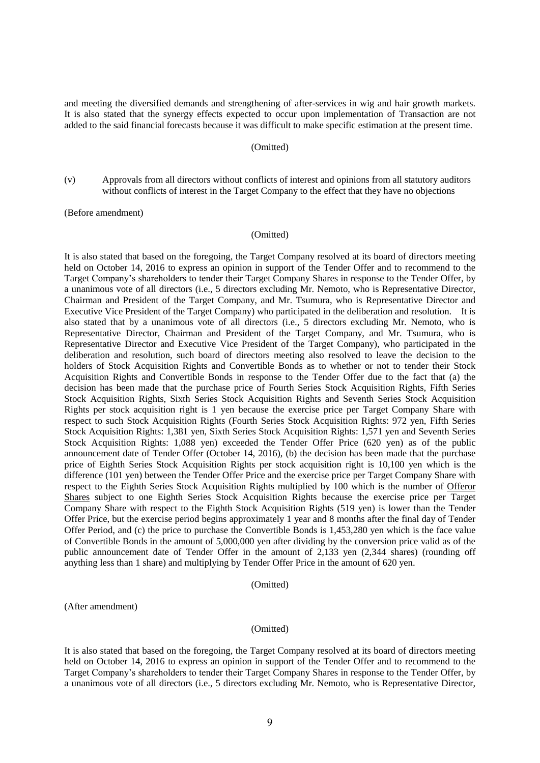and meeting the diversified demands and strengthening of after-services in wig and hair growth markets. It is also stated that the synergy effects expected to occur upon implementation of Transaction are not added to the said financial forecasts because it was difficult to make specific estimation at the present time.

(Omitted)

(v) Approvals from all directors without conflicts of interest and opinions from all statutory auditors without conflicts of interest in the Target Company to the effect that they have no objections

(Before amendment)

(Omitted)

It is also stated that based on the foregoing, the Target Company resolved at its board of directors meeting held on October 14, 2016 to express an opinion in support of the Tender Offer and to recommend to the Target Company's shareholders to tender their Target Company Shares in response to the Tender Offer, by a unanimous vote of all directors (i.e., 5 directors excluding Mr. Nemoto, who is Representative Director, Chairman and President of the Target Company, and Mr. Tsumura, who is Representative Director and Executive Vice President of the Target Company) who participated in the deliberation and resolution. It is also stated that by a unanimous vote of all directors (i.e., 5 directors excluding Mr. Nemoto, who is Representative Director, Chairman and President of the Target Company, and Mr. Tsumura, who is Representative Director and Executive Vice President of the Target Company), who participated in the deliberation and resolution, such board of directors meeting also resolved to leave the decision to the holders of Stock Acquisition Rights and Convertible Bonds as to whether or not to tender their Stock Acquisition Rights and Convertible Bonds in response to the Tender Offer due to the fact that (a) the decision has been made that the purchase price of Fourth Series Stock Acquisition Rights, Fifth Series Stock Acquisition Rights, Sixth Series Stock Acquisition Rights and Seventh Series Stock Acquisition Rights per stock acquisition right is 1 yen because the exercise price per Target Company Share with respect to such Stock Acquisition Rights (Fourth Series Stock Acquisition Rights: 972 yen, Fifth Series Stock Acquisition Rights: 1,381 yen, Sixth Series Stock Acquisition Rights: 1,571 yen and Seventh Series Stock Acquisition Rights: 1,088 yen) exceeded the Tender Offer Price (620 yen) as of the public announcement date of Tender Offer (October 14, 2016), (b) the decision has been made that the purchase price of Eighth Series Stock Acquisition Rights per stock acquisition right is 10,100 yen which is the difference (101 yen) between the Tender Offer Price and the exercise price per Target Company Share with respect to the Eighth Series Stock Acquisition Rights multiplied by 100 which is the number of <u>Offeror Shares</u> subject to one Eighth Series Stock Acquisition Rights because the exercise price per Target Company Share with respect to the Eighth Stock Acquisition Rights (519 yen) is lower than the Tender Offer Price, but the exercise period begins approximately 1 year and 8 months after the final day of Tender Offer Period, and (c) the price to purchase the Convertible Bonds is 1,453,280 yen which is the face value of Convertible Bonds in the amount of 5,000,000 yen after dividing by the conversion price valid as of the public announcement date of Tender Offer in the amount of 2,133 yen (2,344 shares) (rounding off anything less than 1 share) and multiplying by Tender Offer Price in the amount of 620 yen.

(Omitted)

(After amendment)

(Omitted)

It is also stated that based on the foregoing, the Target Company resolved at its board of directors meeting held on October 14, 2016 to express an opinion in support of the Tender Offer and to recommend to the Target Company's shareholders to tender their Target Company Shares in response to the Tender Offer, by a unanimous vote of all directors (i.e., 5 directors excluding Mr. Nemoto, who is Representative Director,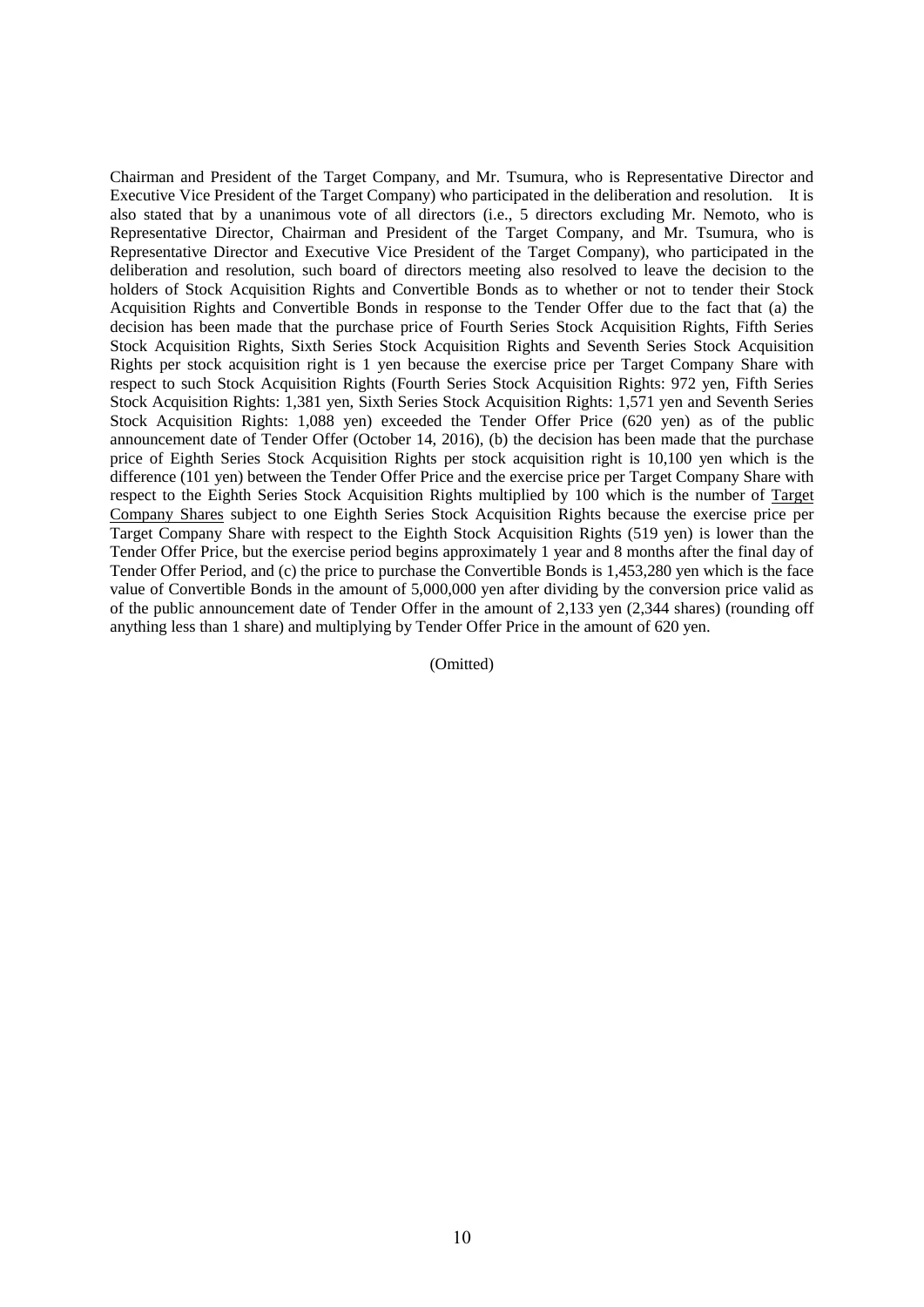Chairman and President of the Target Company, and Mr. Tsumura, who is Representative Director and Executive Vice President of the Target Company) who participated in the deliberation and resolution. It is also stated that by a unanimous vote of all directors (i.e., 5 directors excluding Mr. Nemoto, who is Representative Director, Chairman and President of the Target Company, and Mr. Tsumura, who is Representative Director and Executive Vice President of the Target Company), who participated in the deliberation and resolution, such board of directors meeting also resolved to leave the decision to the holders of Stock Acquisition Rights and Convertible Bonds as to whether or not to tender their Stock Acquisition Rights and Convertible Bonds in response to the Tender Offer due to the fact that (a) the decision has been made that the purchase price of Fourth Series Stock Acquisition Rights, Fifth Series Stock Acquisition Rights, Sixth Series Stock Acquisition Rights and Seventh Series Stock Acquisition Rights per stock acquisition right is 1 yen because the exercise price per Target Company Share with respect to such Stock Acquisition Rights (Fourth Series Stock Acquisition Rights: 972 yen, Fifth Series Stock Acquisition Rights: 1,381 yen, Sixth Series Stock Acquisition Rights: 1,571 yen and Seventh Series Stock Acquisition Rights: 1,088 yen) exceeded the Tender Offer Price (620 yen) as of the public announcement date of Tender Offer (October 14, 2016), (b) the decision has been made that the purchase price of Eighth Series Stock Acquisition Rights per stock acquisition right is 10,100 yen which is the difference (101 yen) between the Tender Offer Price and the exercise price per Target Company Share with respect to the Eighth Series Stock Acquisition Rights multiplied by 100 which is the number of Target Company Shares subject to one Eighth Series Stock Acquisition Rights because the exercise price per Target Company Share with respect to the Eighth Stock Acquisition Rights (519 yen) is lower than the Tender Offer Price, but the exercise period begins approximately 1 year and 8 months after the final day of Tender Offer Period, and (c) the price to purchase the Convertible Bonds is 1,453,280 yen which is the face value of Convertible Bonds in the amount of 5,000,000 yen after dividing by the conversion price valid as of the public announcement date of Tender Offer in the amount of 2,133 yen (2,344 shares) (rounding off anything less than 1 share) and multiplying by Tender Offer Price in the amount of 620 yen.

(Omitted)